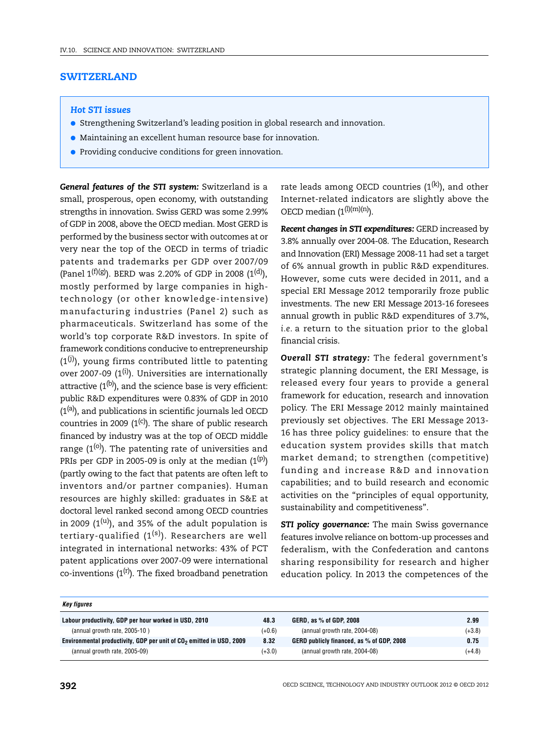# SWITZERLAND

### *Hot STI issues*

- Strengthening Switzerland's leading position in global research and innovation.
- Maintaining an excellent human resource base for innovation.
- Providing conducive conditions for green innovation.

***General features of the STI system:*** Switzerland is a small, prosperous, open economy, with outstanding strengths in innovation. Swiss GERD was some 2.99% of GDP in 2008, above the OECD median. Most GERD is performed by the business sector with outcomes at or very near the top of the OECD in terms of triadic patents and trademarks per GDP over 2007/09 (Panel 1[(f)(g)]). BERD was 2.20% of GDP in 2008 (1[(d)]), mostly performed by large companies in high-technology (or other knowledge-intensive) manufacturing industries (Panel 2) such as pharmaceuticals. Switzerland has some of the world's top corporate R&D investors. In spite of framework conditions conducive to entrepreneurship (1[(j)]), young firms contributed little to patenting over 2007-09 (1[(i)]). Universities are internationally attractive (1[(b)]), and the science base is very efficient: public R&D expenditures were 0.83% of GDP in 2010 (1[(a)]), and publications in scientific journals led OECD countries in 2009 (1[(c)]). The share of public research financed by industry was at the top of OECD middle range (1[(o)]). The patenting rate of universities and PRIs per GDP in 2005-09 is only at the median (1[(p)]) (partly owing to the fact that patents are often left to inventors and/or partner companies). Human resources are highly skilled: graduates in S&E at doctoral level ranked second among OECD countries in 2009 (1[(u)]), and 35% of the adult population is tertiary-qualified (1[(s)]). Researchers are well integrated in international networks: 43% of PCT patent applications over 2007-09 were international co-inventions (1[(r)]). The fixed broadband penetration rate leads among OECD countries (1[(k)]), and other Internet-related indicators are slightly above the OECD median (1[(l)(m)(n)]).

***Recent changes in STI expenditures:*** GERD increased by 3.8% annually over 2004-08. The Education, Research and Innovation (ERI) Message 2008-11 had set a target of 6% annual growth in public R&D expenditures. However, some cuts were decided in 2011, and a special ERI Message 2012 temporarily froze public investments. The new ERI Message 2013-16 foresees annual growth in public R&D expenditures of 3.7%, *i.e.* a return to the situation prior to the global financial crisis.

***Overall STI strategy:*** The federal government's strategic planning document, the ERI Message, is released every four years to provide a general framework for education, research and innovation policy. The ERI Message 2012 mainly maintained previously set objectives. The ERI Message 2013-16 has three policy guidelines: to ensure that the education system provides skills that match market demand; to strengthen (competitive) funding and increase R&D and innovation capabilities; and to build research and economic activities on the "principles of equal opportunity, sustainability and competitiveness".

***STI policy governance:*** The main Swiss governance features involve reliance on bottom-up processes and federalism, with the Confederation and cantons sharing responsibility for research and higher education policy. In 2013 the competences of the

***Key figures***

| | | | |
|---|---|---|---|
| **Labour productivity, GDP per hour worked in USD, 2010** | **48.3** | **GERD, as % of GDP, 2008** | **2.99** |
| (annual growth rate, 2005-10 ) | (+0.6) | (annual growth rate, 2004-08) | (+3.8) |
| **Environmental productivity, GDP per unit of $CO_2$ emitted in USD, 2009** | **8.32** | **GERD publicly financed, as % of GDP, 2008** | **0.75** |
| (annual growth rate, 2005-09) | (+3.0) | (annual growth rate, 2004-08) | (+4.8) |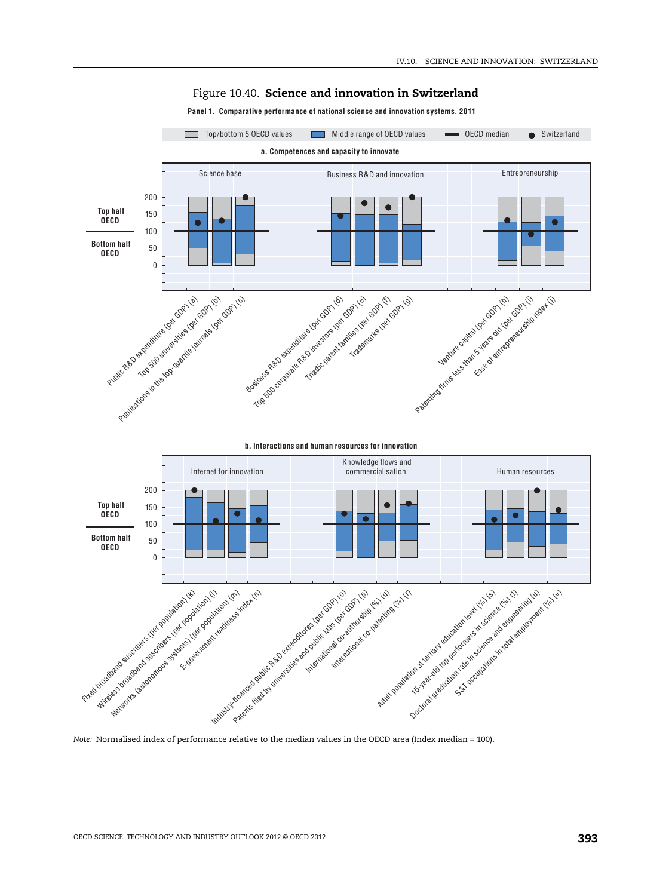Figure 10.40. **Science and innovation in Switzerland**

**Panel 1. Comparative performance of national science and innovation systems, 2011**

Top/bottom 5 OECD values | Middle range of OECD values | OECD median | Switzerland

**a. Competences and capacity to innovate**

Science base | Business R&D and innovation | Entrepreneurship

Top half OECD | Bottom half OECD

Public R&D expenditure (per GDP) (a), Top 500 universities (per GDP) (b), Publications in the top-quartile journals (per GDP) (c), Business R&D expenditure (per GDP) (d), Top 500 corporate R&D investors (per GDP) (e), Triadic patent families (per GDP) (f), Trademarks (per GDP) (g), Venture capital (per GDP) (h), Patenting firms less than 5 years old (per GDP) (i), Ease of entrepreneurship index (j)

**b. Interactions and human resources for innovation**

Internet for innovation | Knowledge flows and commercialisation | Human resources

Top half OECD | Bottom half OECD

Fixed broadband suscribers (per population) (k), Wireless broadband suscribers (per population) (l), Networks (autonomous systems) (per population) (m), E-government readiness index (n), Industry-financed public R&D expenditures (per GDP) (o), Patents filed by universities and public labs (per GDP) (p), International co-authorship (%) (q), International co-patenting (%) (r), Adult population at tertiary education level (%) (s), 15-year-old top performers in science (%) (t), Doctoral graduation rate in science and engineering (u), S&T occupations in total employment (%) (v)

*Note:* Normalised index of performance relative to the median values in the OECD area (Index median = 100).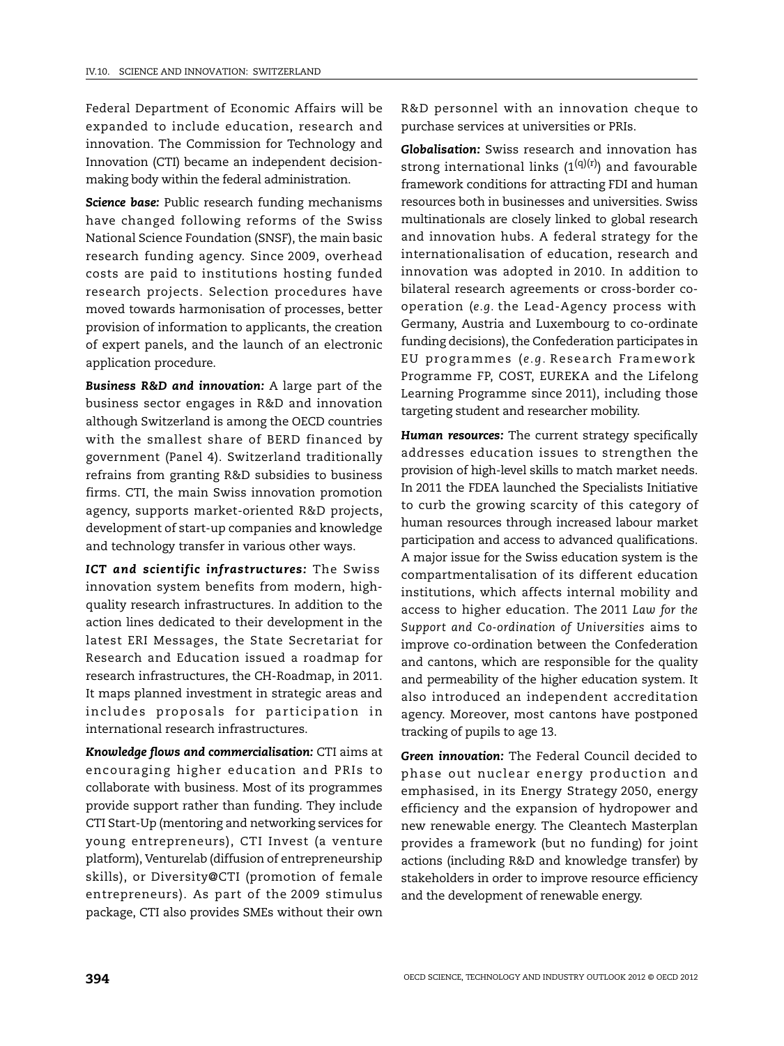Federal Department of Economic Affairs will be expanded to include education, research and innovation. The Commission for Technology and Innovation (CTI) became an independent decision-making body within the federal administration.

***Science base:*** Public research funding mechanisms have changed following reforms of the Swiss National Science Foundation (SNSF), the main basic research funding agency. Since 2009, overhead costs are paid to institutions hosting funded research projects. Selection procedures have moved towards harmonisation of processes, better provision of information to applicants, the creation of expert panels, and the launch of an electronic application procedure.

***Business R&D and innovation:*** A large part of the business sector engages in R&D and innovation although Switzerland is among the OECD countries with the smallest share of BERD financed by government (Panel 4). Switzerland traditionally refrains from granting R&D subsidies to business firms. CTI, the main Swiss innovation promotion agency, supports market-oriented R&D projects, development of start-up companies and knowledge and technology transfer in various other ways.

***ICT and scientific infrastructures:*** The Swiss innovation system benefits from modern, high-quality research infrastructures. In addition to the action lines dedicated to their development in the latest ERI Messages, the State Secretariat for Research and Education issued a roadmap for research infrastructures, the CH-Roadmap, in 2011. It maps planned investment in strategic areas and includes proposals for participation in international research infrastructures.

***Knowledge flows and commercialisation:*** CTI aims at encouraging higher education and PRIs to collaborate with business. Most of its programmes provide support rather than funding. They include CTI Start-Up (mentoring and networking services for young entrepreneurs), CTI Invest (a venture platform), Venturelab (diffusion of entrepreneurship skills), or Diversity@CTI (promotion of female entrepreneurs). As part of the 2009 stimulus package, CTI also provides SMEs without their own R&D personnel with an innovation cheque to purchase services at universities or PRIs.

***Globalisation:*** Swiss research and innovation has strong international links (1[(q)(r)]) and favourable framework conditions for attracting FDI and human resources both in businesses and universities. Swiss multinationals are closely linked to global research and innovation hubs. A federal strategy for the internationalisation of education, research and innovation was adopted in 2010. In addition to bilateral research agreements or cross-border co-operation (*e.g.* the Lead-Agency process with Germany, Austria and Luxembourg to co-ordinate funding decisions), the Confederation participates in EU programmes (*e.g.* Research Framework Programme FP, COST, EUREKA and the Lifelong Learning Programme since 2011), including those targeting student and researcher mobility.

***Human resources:*** The current strategy specifically addresses education issues to strengthen the provision of high-level skills to match market needs. In 2011 the FDEA launched the Specialists Initiative to curb the growing scarcity of this category of human resources through increased labour market participation and access to advanced qualifications. A major issue for the Swiss education system is the compartmentalisation of its different education institutions, which affects internal mobility and access to higher education. The 2011 *Law for the Support and Co-ordination of Universities* aims to improve co-ordination between the Confederation and cantons, which are responsible for the quality and permeability of the higher education system. It also introduced an independent accreditation agency. Moreover, most cantons have postponed tracking of pupils to age 13.

***Green innovation:*** The Federal Council decided to phase out nuclear energy production and emphasised, in its Energy Strategy 2050, energy efficiency and the expansion of hydropower and new renewable energy. The Cleantech Masterplan provides a framework (but no funding) for joint actions (including R&D and knowledge transfer) by stakeholders in order to improve resource efficiency and the development of renewable energy.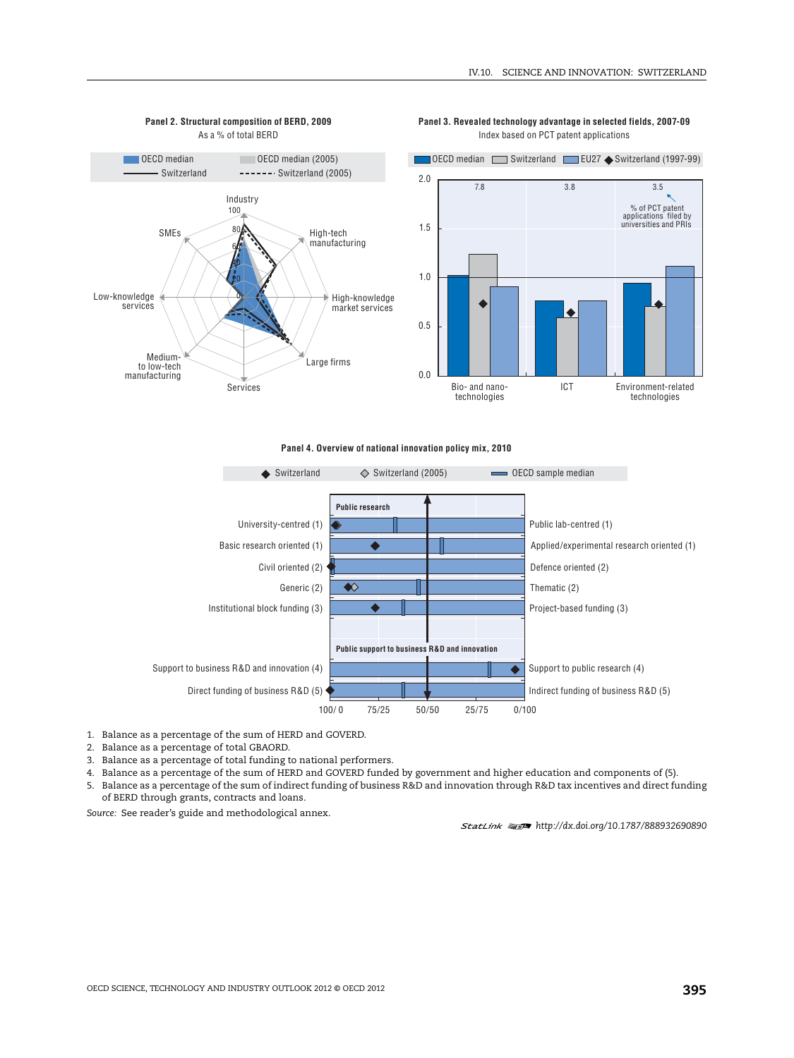**Panel 2. Structural composition of BERD, 2009**

As a % of total BERD

OECD median | OECD median (2005) | Switzerland | Switzerland (2005)

Industry
100
80
60
40
20
0
High-tech manufacturing
High-knowledge market services
Large firms
Services
Medium- to low-tech manufacturing
Low-knowledge services
SMEs

**Panel 3. Revealed technology advantage in selected fields, 2007-09**

Index based on PCT patent applications

OECD median | Switzerland | EU27 | Switzerland (1997-99)

2.0
1.5
1.0
0.5
0.0

7.8 | 3.8 | 3.5

% of PCT patent applications filed by universities and PRIs

Bio- and nano-technologies | ICT | Environment-related technologies

**Panel 4. Overview of national innovation policy mix, 2010**

Switzerland | Switzerland (2005) | OECD sample median

Public research

University-centred (1) | Public lab-centred (1)
Basic research oriented (1) | Applied/experimental research oriented (1)
Civil oriented (2) | Defence oriented (2)
Generic (2) | Thematic (2)
Institutional block funding (3) | Project-based funding (3)

Public support to business R&D and innovation

Support to business R&D and innovation (4) | Support to public research (4)
Direct funding of business R&D (5) | Indirect funding of business R&D (5)

100/ 0 | 75/25 | 50/50 | 25/75 | 0/100

1. Balance as a percentage of the sum of HERD and GOVERD.
2. Balance as a percentage of total GBAORD.
3. Balance as a percentage of total funding to national performers.
4. Balance as a percentage of the sum of HERD and GOVERD funded by government and higher education and components of (5).
5. Balance as a percentage of the sum of indirect funding of business R&D and innovation through R&D tax incentives and direct funding of BERD through grants, contracts and loans.

*Source:* See reader's guide and methodological annex.

StatLink http://dx.doi.org/10.1787/888932690890